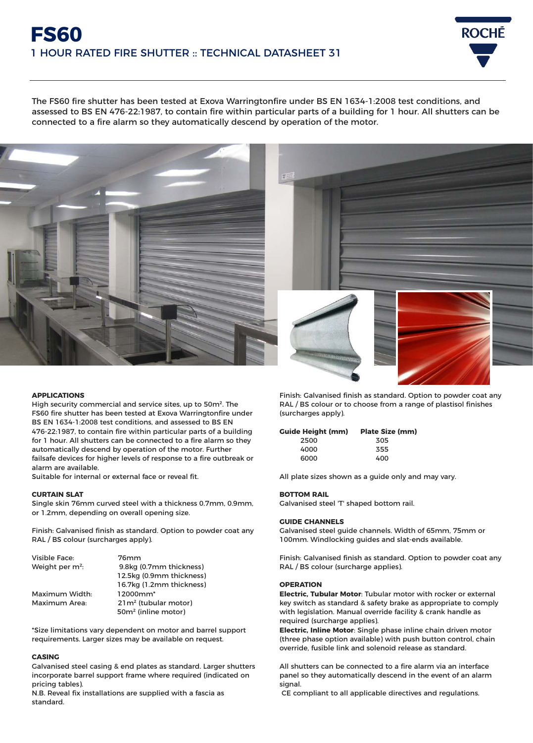# FS60

## 1 HOUR RATED FIRE SHUTTER :: TECHNICAL DATASHEET 31

The FS60 fire shutter has been tested at Exova Warringtonfire under BS EN 1634-1:2008 test conditions, and assessed to BS EN 476-22:1987, to contain fire within particular parts of a building for 1 hour. All shutters can be connected to a fire alarm so they automatically descend by operation of the motor.

### APPLICATIONS

High security commercial and service sites, up to 50m². The FS60 fire shutter has been tested at Exova Warringtonfire under BS EN 1634-1:2008 test conditions, and assessed to BS EN 476-22:1987, to contain fire within particular parts of a building for 1 hour. All shutters can be connected to a fire alarm so they automatically descend by operation of the motor. Further failsafe devices for higher levels of response to a fire outbreak or alarm are available.
Suitable for internal or external face or reveal fit.

### CURTAIN SLAT

Single skin 76mm curved steel with a thickness 0.7mm, 0.9mm, or 1.2mm, depending on overall opening size.

Finish: Galvanised finish as standard. Option to powder coat any RAL / BS colour (surcharges apply).

| | |
|---|---|
| Visible Face: | 76mm |
| Weight per m²: | 9.8kg (0.7mm thickness) |
| | 12.5kg (0.9mm thickness) |
| | 16.7kg (1.2mm thickness) |
| Maximum Width: | 12000mm* |
| Maximum Area: | 21m² (tubular motor) |
| | 50m² (inline motor) |

*Size limitations vary dependent on motor and barrel support requirements. Larger sizes may be available on request.

### CASING

Galvanised steel casing & end plates as standard. Larger shutters incorporate barrel support frame where required (indicated on pricing tables).
N.B. Reveal fix installations are supplied with a fascia as standard.

Finish: Galvanised finish as standard. Option to powder coat any RAL / BS colour or to choose from a range of plastisol finishes (surcharges apply).

| Guide Height (mm) | Plate Size (mm) |
|---|---|
| 2500 | 305 |
| 4000 | 355 |
| 6000 | 400 |

All plate sizes shown as a guide only and may vary.

### BOTTOM RAIL

Galvanised steel 'T' shaped bottom rail.

### GUIDE CHANNELS

Galvanised steel guide channels. Width of 65mm, 75mm or 100mm. Windlocking guides and slat-ends available.

Finish: Galvanised finish as standard. Option to powder coat any RAL / BS colour (surcharge applies).

### OPERATION

**Electric, Tubular Motor**: Tubular motor with rocker or external key switch as standard & safety brake as appropriate to comply with legislation. Manual override facility & crank handle as required (surcharge applies).
**Electric, Inline Motor**: Single phase inline chain driven motor (three phase option available) with push button control, chain override, fusible link and solenoid release as standard.

All shutters can be connected to a fire alarm via an interface panel so they automatically descend in the event of an alarm signal.
CE compliant to all applicable directives and regulations.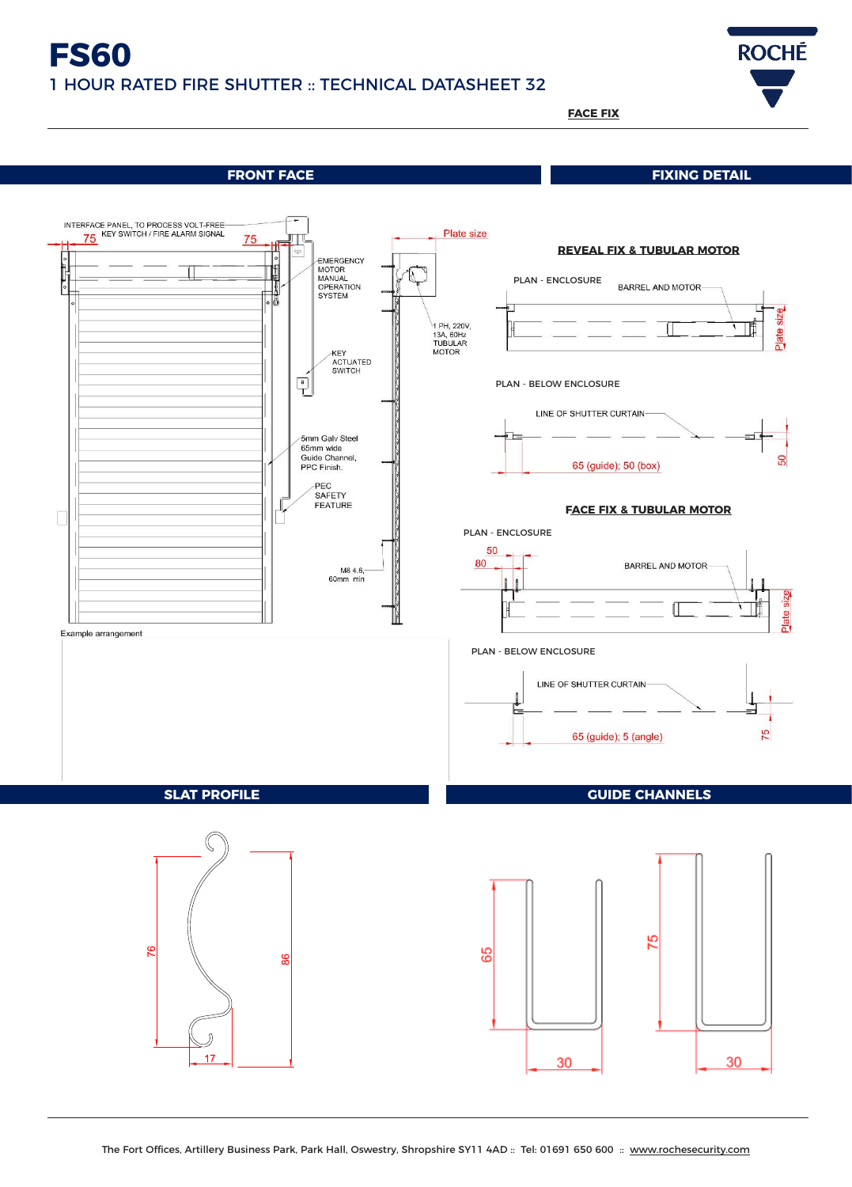# FS60

## 1 HOUR RATED FIRE SHUTTER :: TECHNICAL DATASHEET 32

**FACE FIX**

## FRONT FACE

INTERFACE PANEL, TO PROCESS VOLT-FREE KEY SWITCH / FIRE ALARM SIGNAL

75

75

EMERGENCY MOTOR MANUAL OPERATION SYSTEM

Plate size

1 PH, 220V, 13A, 60Hz TUBULAR MOTOR

KEY ACTUATED SWITCH

5mm Galv Steel 65mm wide Guide Channel, PPC Finish.

PEC SAFETY FEATURE

M8 4.6, 60mm min

Example arrangement

## FIXING DETAIL

**REVEAL FIX & TUBULAR MOTOR**

PLAN - ENCLOSURE

BARREL AND MOTOR

Plate size

PLAN - BELOW ENCLOSURE

LINE OF SHUTTER CURTAIN

65 (guide); 50 (box)

50

**FACE FIX & TUBULAR MOTOR**

PLAN - ENCLOSURE

50

80

BARREL AND MOTOR

Plate size

PLAN - BELOW ENCLOSURE

LINE OF SHUTTER CURTAIN

65 (guide); 5 (angle)

75

## SLAT PROFILE

76

86

17

## GUIDE CHANNELS

65

30

75

30

The Fort Offices, Artillery Business Park, Park Hall, Oswestry, Shropshire SY11 4AD :: Tel: 01691 650 600 :: www.rochesecurity.com